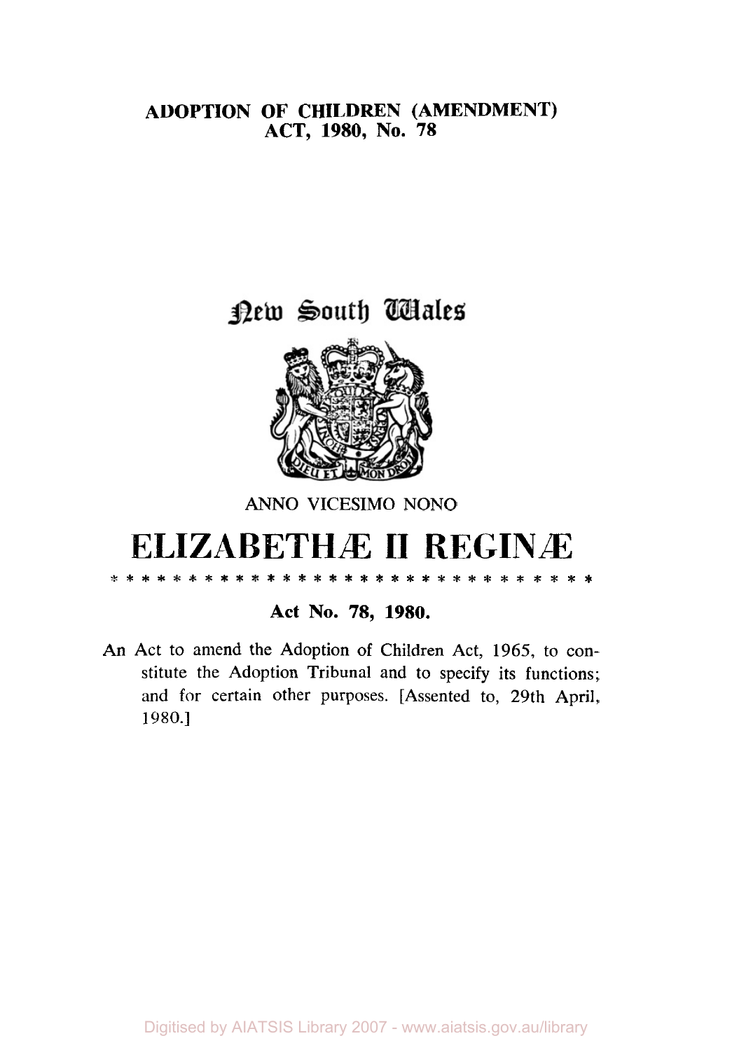# ADOPTION OF CHILDREN (AMENDMENT) ACT, 1980, No. 78

## New South Wales

ANNO VICESIMO NONO

# ELIZABETHÆ II REGINÆ

\* \* \* \* \* \* \* \* \* \* \* \* \* \* \* \* \* \* \* \* \* \* \* \* \* \* \* \* \* \* \*

**Act No. 78, 1980.**

An Act to amend the Adoption of Children Act, 1965, to constitute the Adoption Tribunal and to specify its functions; and for certain other purposes. [Assented to, 29th April, 1980.]

Digitised by AIATSIS Library 2007 - www.aiatsis.gov.au/library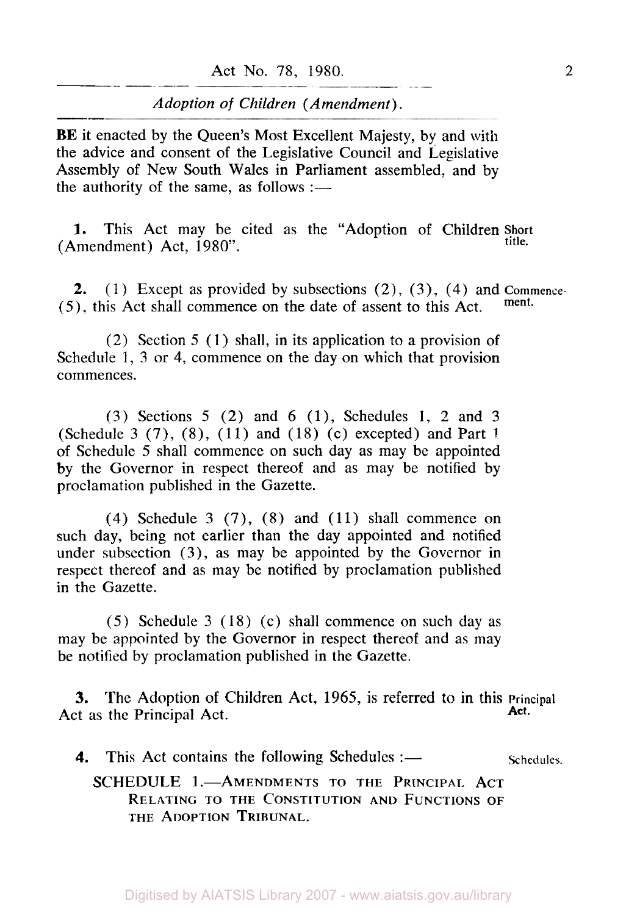BE it enacted by the Queen's Most Excellent Majesty, by and with the advice and consent of the Legislative Council and Legislative Assembly of New South Wales in Parliament assembled, and by the authority of the same, as follows :—

**1.** This Act may be cited as the "Adoption of Children (Amendment) Act, 1980". **Short title.**

**2.** (1) Except as provided by subsections (2), (3), (4) and (5), this Act shall commence on the date of assent to this Act. **Commencement.**

(2) Section 5 (1) shall, in its application to a provision of Schedule 1, 3 or 4, commence on the day on which that provision commences.

(3) Sections 5 (2) and 6 (1), Schedules 1, 2 and 3 (Schedule 3 (7), (8), (11) and (18) (c) excepted) and Part 1 of Schedule 5 shall commence on such day as may be appointed by the Governor in respect thereof and as may be notified by proclamation published in the Gazette.

(4) Schedule 3 (7), (8) and (11) shall commence on such day, being not earlier than the day appointed and notified under subsection (3), as may be appointed by the Governor in respect thereof and as may be notified by proclamation published in the Gazette.

(5) Schedule 3 (18) (c) shall commence on such day as may be appointed by the Governor in respect thereof and as may be notified by proclamation published in the Gazette.

**3.** The Adoption of Children Act, 1965, is referred to in this Act as the Principal Act. **Principal Act.**

**4.** This Act contains the following Schedules :— Schedules.

SCHEDULE 1.—AMENDMENTS TO THE PRINCIPAL ACT RELATING TO THE CONSTITUTION AND FUNCTIONS OF THE ADOPTION TRIBUNAL.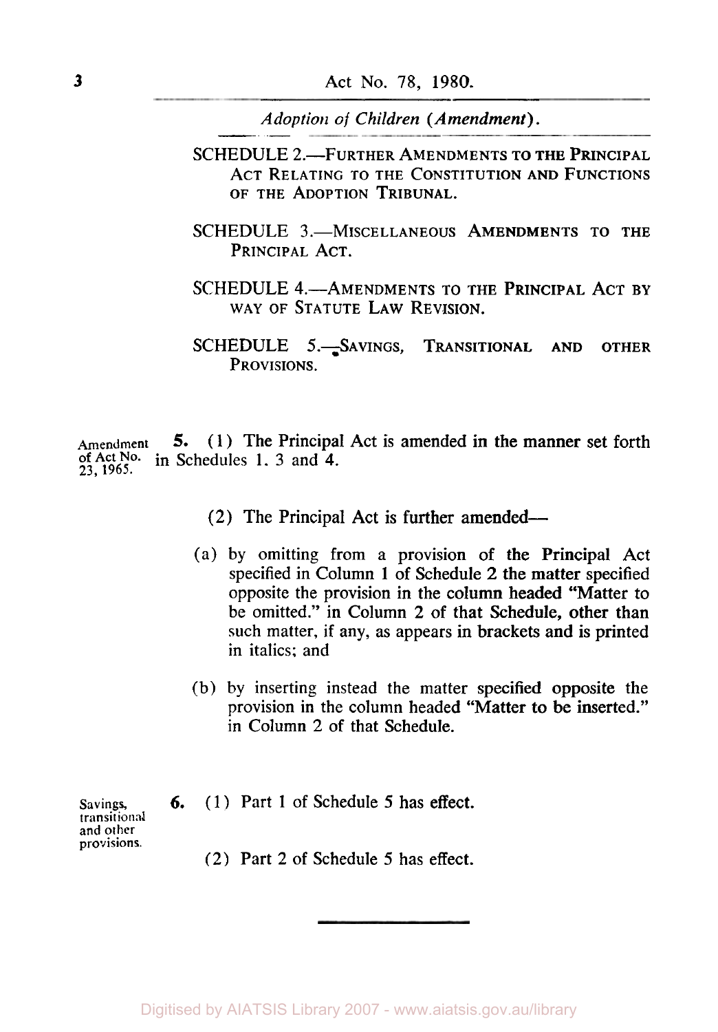SCHEDULE 2.—FURTHER AMENDMENTS TO THE PRINCIPAL ACT RELATING TO THE CONSTITUTION AND FUNCTIONS OF THE ADOPTION TRIBUNAL.

SCHEDULE 3.—MISCELLANEOUS AMENDMENTS TO THE PRINCIPAL ACT.

SCHEDULE 4.—AMENDMENTS TO THE PRINCIPAL ACT BY WAY OF STATUTE LAW REVISION.

SCHEDULE 5.—SAVINGS, TRANSITIONAL AND OTHER PROVISIONS.

Amendment of Act No. 23, 1965.

**5.** (1) The Principal Act is amended in the manner set forth in Schedules 1. 3 and 4.

(2) The Principal Act is further amended—

(a) by omitting from a provision of the Principal Act specified in Column 1 of Schedule 2 the matter specified opposite the provision in the column headed "Matter to be omitted." in Column 2 of that Schedule, other than such matter, if any, as appears in brackets and is printed in italics; and

(b) by inserting instead the matter specified opposite the provision in the column headed "Matter to be inserted." in Column 2 of that Schedule.

Savings, transitional and other provisions.

**6.** (1) Part 1 of Schedule 5 has effect.

(2) Part 2 of Schedule 5 has effect.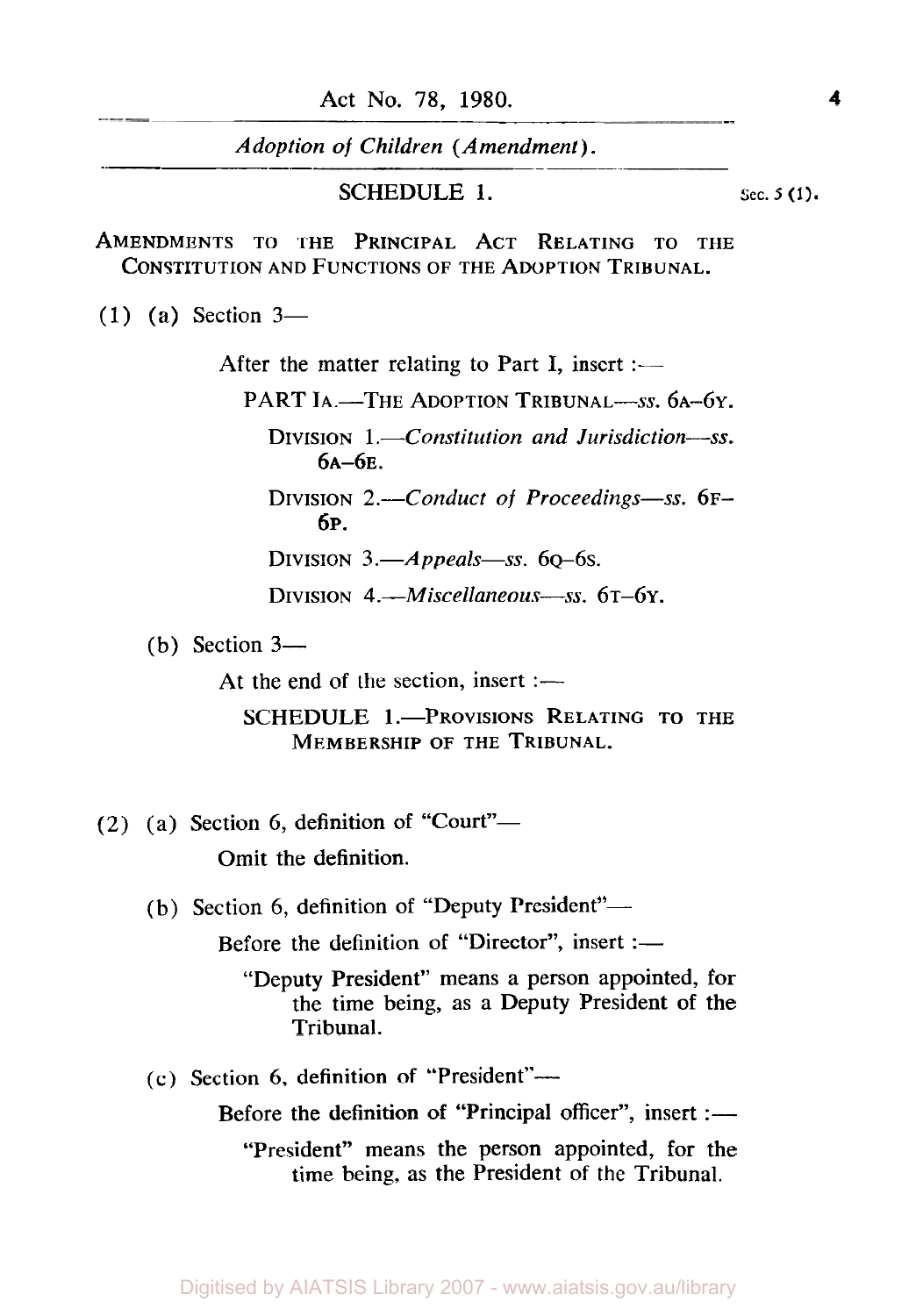## SCHEDULE 1.

Sec. 5 (1).

AMENDMENTS TO THE PRINCIPAL ACT RELATING TO THE CONSTITUTION AND FUNCTIONS OF THE ADOPTION TRIBUNAL.

(1) (a) Section 3—

After the matter relating to Part I, insert :—

PART IA.—THE ADOPTION TRIBUNAL—*ss.* 6A–6Y.

DIVISION 1.—*Constitution and Jurisdiction—ss.* 6A–6E.

DIVISION 2.—*Conduct of Proceedings—ss.* 6F–6P.

DIVISION 3.—*Appeals—ss.* 6Q–6S.

DIVISION 4.—*Miscellaneous—ss.* 6T–6Y.

(b) Section 3—

At the end of the section, insert :—

SCHEDULE 1.—PROVISIONS RELATING TO THE MEMBERSHIP OF THE TRIBUNAL.

(2) (a) Section 6, definition of "Court"—

Omit the definition.

(b) Section 6, definition of "Deputy President"—

Before the definition of "Director", insert :—

"Deputy President" means a person appointed, for the time being, as a Deputy President of the Tribunal.

(c) Section 6, definition of "President"—

Before the definition of "Principal officer", insert :—

"President" means the person appointed, for the time being, as the President of the Tribunal.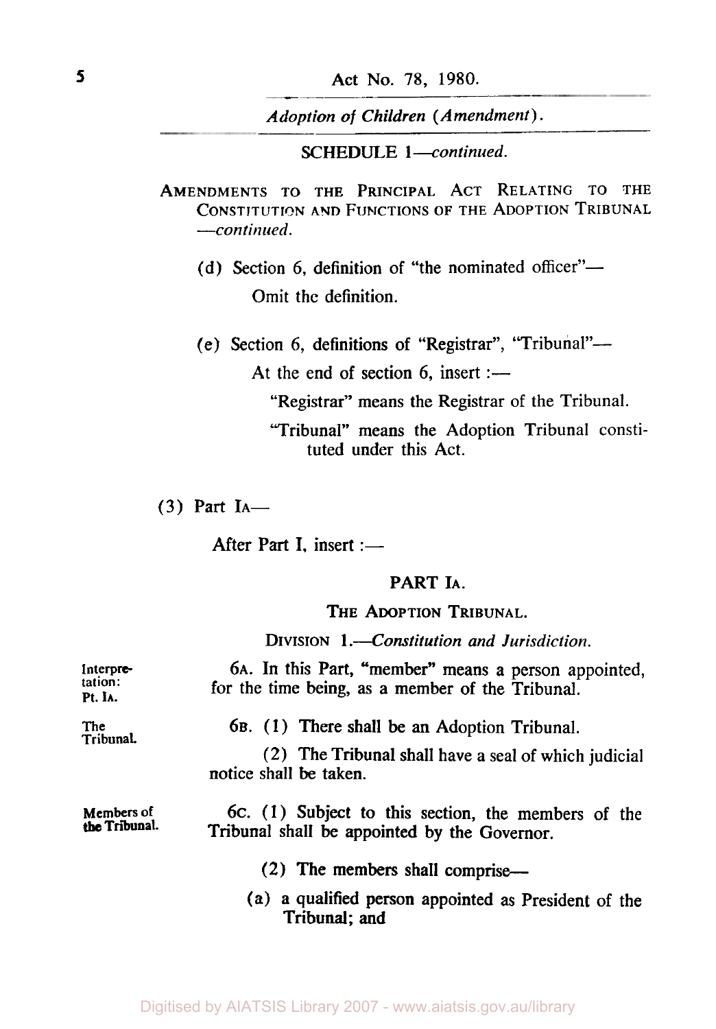SCHEDULE 1—*continued.*

AMENDMENTS TO THE PRINCIPAL ACT RELATING TO THE CONSTITUTION AND FUNCTIONS OF THE ADOPTION TRIBUNAL —*continued.*

(d) Section 6, definition of "the nominated officer"—

Omit the definition.

(e) Section 6, definitions of "Registrar", "Tribunal"—

At the end of section 6, insert :—

"Registrar" means the Registrar of the Tribunal.

"Tribunal" means the Adoption Tribunal constituted under this Act.

(3) Part IA—

After Part I, insert :—

## PART IA.

### THE ADOPTION TRIBUNAL.

#### DIVISION 1.—*Constitution and Jurisdiction.*

Interpretation: Pt. IA.

6A. In this Part, "member" means a person appointed, for the time being, as a member of the Tribunal.

The Tribunal.

6B. (1) There shall be an Adoption Tribunal.

(2) The Tribunal shall have a seal of which judicial notice shall be taken.

Members of the Tribunal.

6C. (1) Subject to this section, the members of the Tribunal shall be appointed by the Governor.

(2) The members shall comprise—

(a) a qualified person appointed as President of the Tribunal; and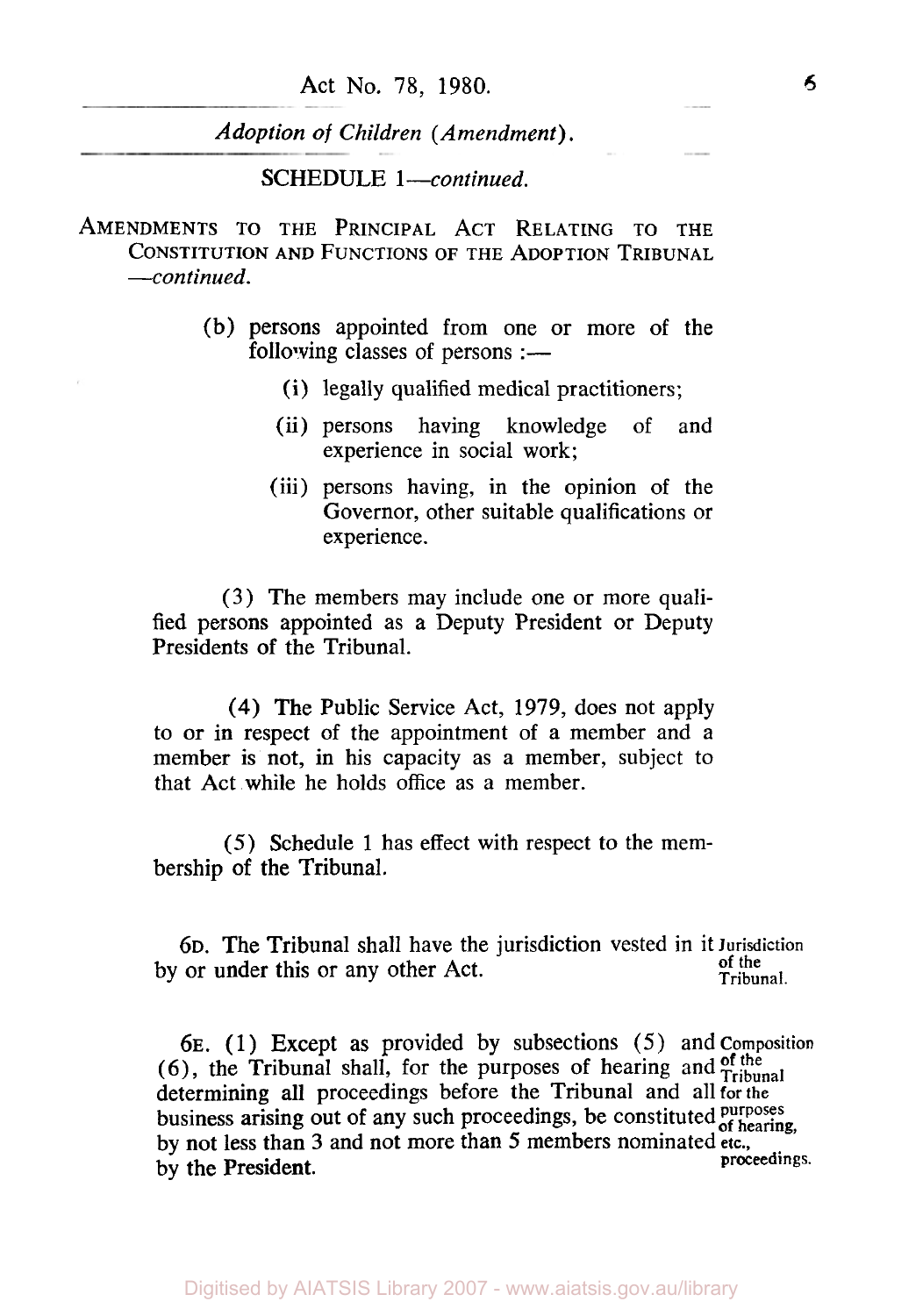SCHEDULE 1—*continued.*

AMENDMENTS TO THE PRINCIPAL ACT RELATING TO THE CONSTITUTION AND FUNCTIONS OF THE ADOPTION TRIBUNAL —*continued.*

(b) persons appointed from one or more of the following classes of persons :—

(i) legally qualified medical practitioners;

(ii) persons having knowledge of and experience in social work;

(iii) persons having, in the opinion of the Governor, other suitable qualifications or experience.

(3) The members may include one or more qualified persons appointed as a Deputy President or Deputy Presidents of the Tribunal.

(4) The Public Service Act, 1979, does not apply to or in respect of the appointment of a member and a member is not, in his capacity as a member, subject to that Act while he holds office as a member.

(5) Schedule 1 has effect with respect to the membership of the Tribunal.

Jurisdiction of the Tribunal.

6D. The Tribunal shall have the jurisdiction vested in it by or under this or any other Act.

Composition of the Tribunal for the purposes of hearing, etc., proceedings.

6E. (1) Except as provided by subsections (5) and (6), the Tribunal shall, for the purposes of hearing and determining all proceedings before the Tribunal and all business arising out of any such proceedings, be constituted by not less than 3 and not more than 5 members nominated by the President.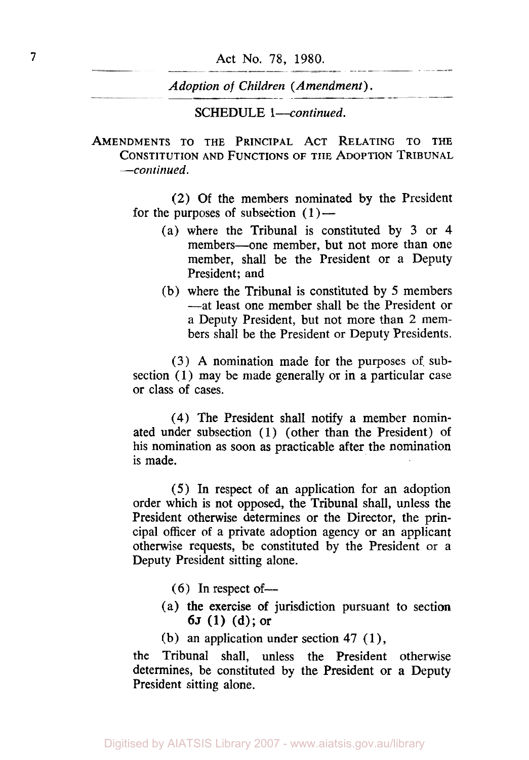SCHEDULE 1—*continued.*

AMENDMENTS TO THE PRINCIPAL ACT RELATING TO THE CONSTITUTION AND FUNCTIONS OF THE ADOPTION TRIBUNAL —*continued.*

(2) Of the members nominated by the President for the purposes of subsection (1)—

(a) where the Tribunal is constituted by 3 or 4 members—one member, but not more than one member, shall be the President or a Deputy President; and

(b) where the Tribunal is constituted by 5 members —at least one member shall be the President or a Deputy President, but not more than 2 members shall be the President or Deputy Presidents.

(3) A nomination made for the purposes of subsection (1) may be made generally or in a particular case or class of cases.

(4) The President shall notify a member nominated under subsection (1) (other than the President) of his nomination as soon as practicable after the nomination is made.

(5) In respect of an application for an adoption order which is not opposed, the Tribunal shall, unless the President otherwise determines or the Director, the principal officer of a private adoption agency or an applicant otherwise requests, be constituted by the President or a Deputy President sitting alone.

(6) In respect of—

(a) the exercise of jurisdiction pursuant to section 6J (1) (d); or

(b) an application under section 47 (1),

the Tribunal shall, unless the President otherwise determines, be constituted by the President or a Deputy President sitting alone.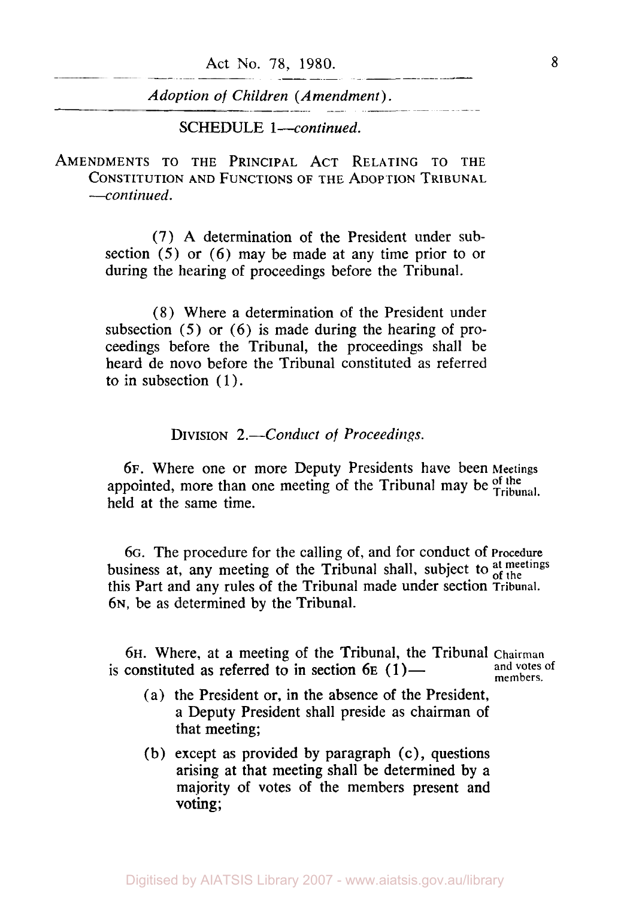SCHEDULE 1—*continued.*

AMENDMENTS TO THE PRINCIPAL ACT RELATING TO THE CONSTITUTION AND FUNCTIONS OF THE ADOPTION TRIBUNAL —*continued.*

(7) A determination of the President under subsection (5) or (6) may be made at any time prior to or during the hearing of proceedings before the Tribunal.

(8) Where a determination of the President under subsection (5) or (6) is made during the hearing of proceedings before the Tribunal, the proceedings shall be heard de novo before the Tribunal constituted as referred to in subsection (1).

DIVISION 2.—*Conduct of Proceedings.*

Meetings of the Tribunal.

6F. Where one or more Deputy Presidents have been appointed, more than one meeting of the Tribunal may be held at the same time.

Procedure at meetings of the Tribunal.

6G. The procedure for the calling of, and for conduct of business at, any meeting of the Tribunal shall, subject to this Part and any rules of the Tribunal made under section 6N, be as determined by the Tribunal.

Chairman and votes of members.

6H. Where, at a meeting of the Tribunal, the Tribunal is constituted as referred to in section 6E (1)—

(a) the President or, in the absence of the President, a Deputy President shall preside as chairman of that meeting;

(b) except as provided by paragraph (c), questions arising at that meeting shall be determined by a majority of votes of the members present and voting;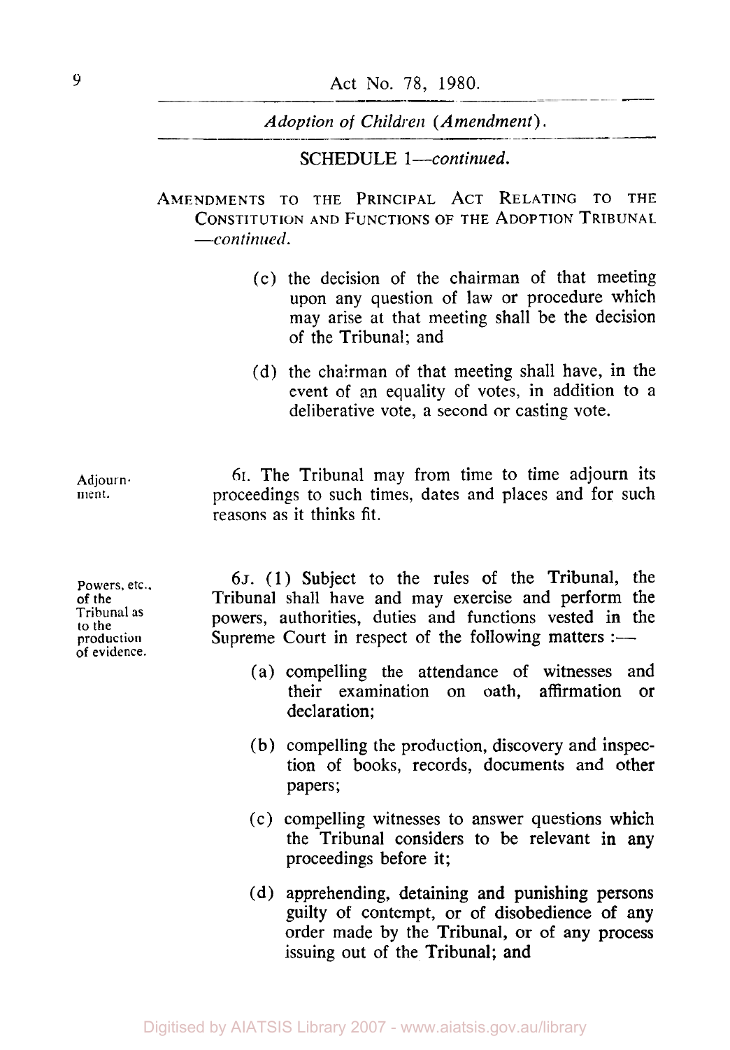SCHEDULE 1—*continued.*

AMENDMENTS TO THE PRINCIPAL ACT RELATING TO THE CONSTITUTION AND FUNCTIONS OF THE ADOPTION TRIBUNAL —*continued.*

(c) the decision of the chairman of that meeting upon any question of law or procedure which may arise at that meeting shall be the decision of the Tribunal; and

(d) the chairman of that meeting shall have, in the event of an equality of votes, in addition to a deliberative vote, a second or casting vote.

Adjournment.

6I. The Tribunal may from time to time adjourn its proceedings to such times, dates and places and for such reasons as it thinks fit.

Powers, etc., of the Tribunal as to the production of evidence.

6J. (1) Subject to the rules of the Tribunal, the Tribunal shall have and may exercise and perform the powers, authorities, duties and functions vested in the Supreme Court in respect of the following matters :—

(a) compelling the attendance of witnesses and their examination on oath, affirmation or declaration;

(b) compelling the production, discovery and inspection of books, records, documents and other papers;

(c) compelling witnesses to answer questions which the Tribunal considers to be relevant in any proceedings before it;

(d) apprehending, detaining and punishing persons guilty of contempt, or of disobedience of any order made by the Tribunal, or of any process issuing out of the Tribunal; and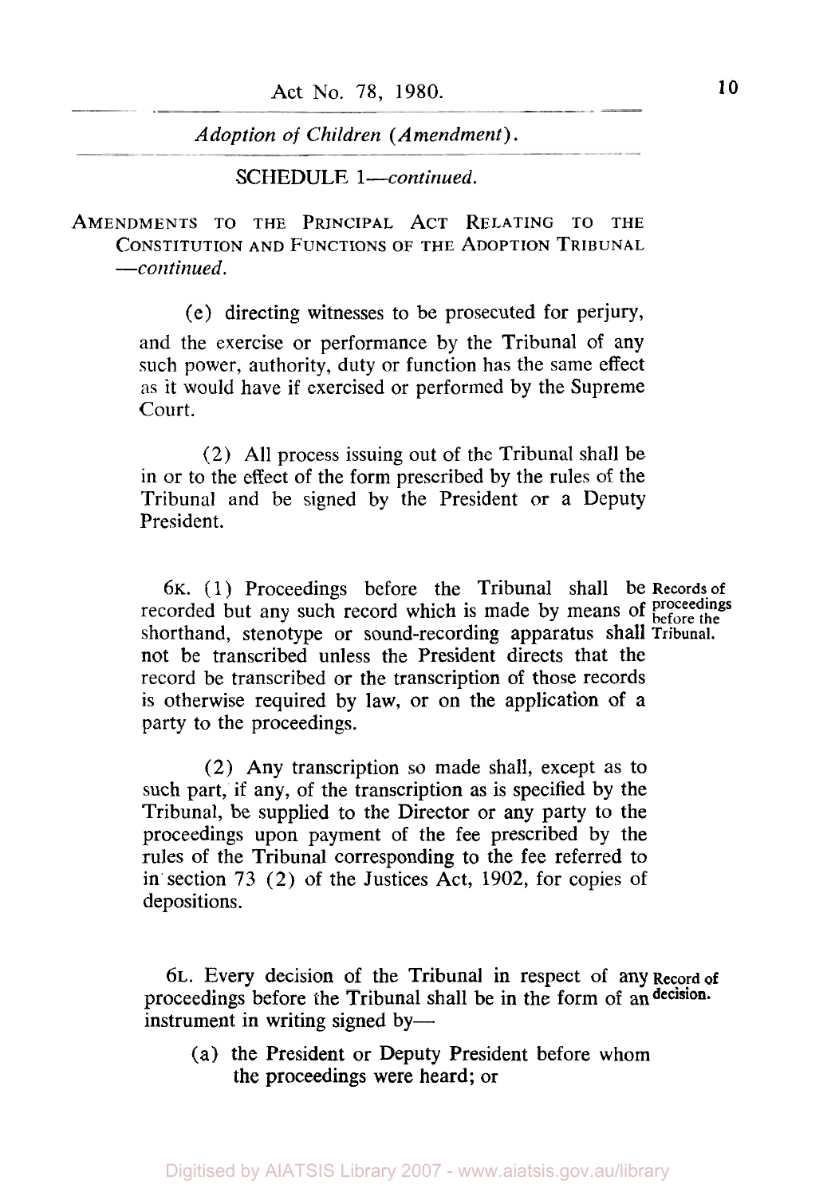SCHEDULE 1—*continued.*

AMENDMENTS TO THE PRINCIPAL ACT RELATING TO THE CONSTITUTION AND FUNCTIONS OF THE ADOPTION TRIBUNAL —*continued.*

(e) directing witnesses to be prosecuted for perjury,

and the exercise or performance by the Tribunal of any such power, authority, duty or function has the same effect as it would have if exercised or performed by the Supreme Court.

(2) All process issuing out of the Tribunal shall be in or to the effect of the form prescribed by the rules of the Tribunal and be signed by the President or a Deputy President.

**Records of proceedings before the Tribunal.**

6K. (1) Proceedings before the Tribunal shall be recorded but any such record which is made by means of shorthand, stenotype or sound-recording apparatus shall not be transcribed unless the President directs that the record be transcribed or the transcription of those records is otherwise required by law, or on the application of a party to the proceedings.

(2) Any transcription so made shall, except as to such part, if any, of the transcription as is specified by the Tribunal, be supplied to the Director or any party to the proceedings upon payment of the fee prescribed by the rules of the Tribunal corresponding to the fee referred to in section 73 (2) of the Justices Act, 1902, for copies of depositions.

**Record of decision.**

6L. Every decision of the Tribunal in respect of any proceedings before the Tribunal shall be in the form of an instrument in writing signed by—

(a) the President or Deputy President before whom the proceedings were heard; or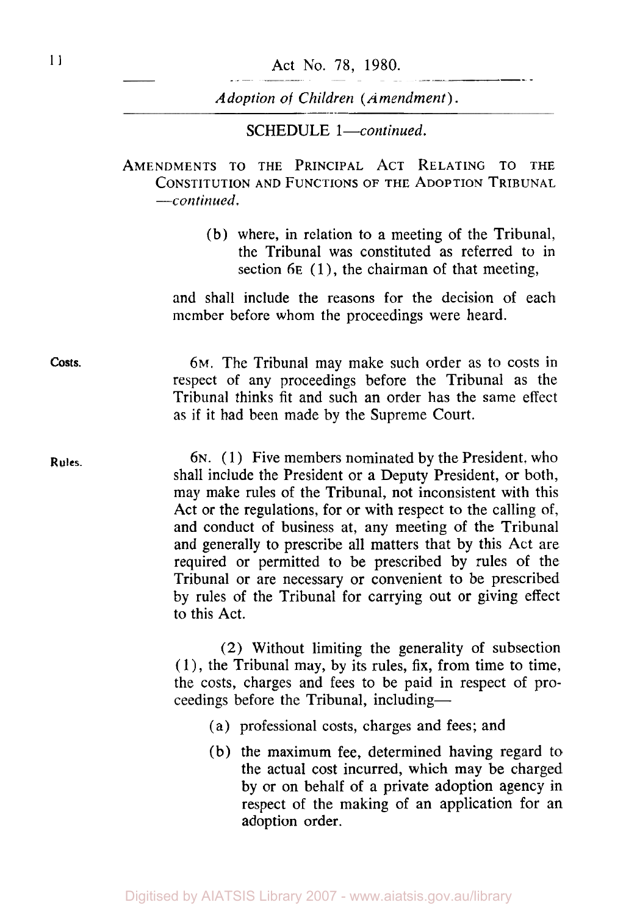SCHEDULE 1—*continued.*

AMENDMENTS TO THE PRINCIPAL ACT RELATING TO THE CONSTITUTION AND FUNCTIONS OF THE ADOPTION TRIBUNAL —*continued.*

(b) where, in relation to a meeting of the Tribunal, the Tribunal was constituted as referred to in section 6E (1), the chairman of that meeting,

and shall include the reasons for the decision of each member before whom the proceedings were heard.

Costs.

6M. The Tribunal may make such order as to costs in respect of any proceedings before the Tribunal as the Tribunal thinks fit and such an order has the same effect as if it had been made by the Supreme Court.

Rules.

6N. (1) Five members nominated by the President, who shall include the President or a Deputy President, or both, may make rules of the Tribunal, not inconsistent with this Act or the regulations, for or with respect to the calling of, and conduct of business at, any meeting of the Tribunal and generally to prescribe all matters that by this Act are required or permitted to be prescribed by rules of the Tribunal or are necessary or convenient to be prescribed by rules of the Tribunal for carrying out or giving effect to this Act.

(2) Without limiting the generality of subsection (1), the Tribunal may, by its rules, fix, from time to time, the costs, charges and fees to be paid in respect of proceedings before the Tribunal, including—

(a) professional costs, charges and fees; and

(b) the maximum fee, determined having regard to the actual cost incurred, which may be charged by or on behalf of a private adoption agency in respect of the making of an application for an adoption order.